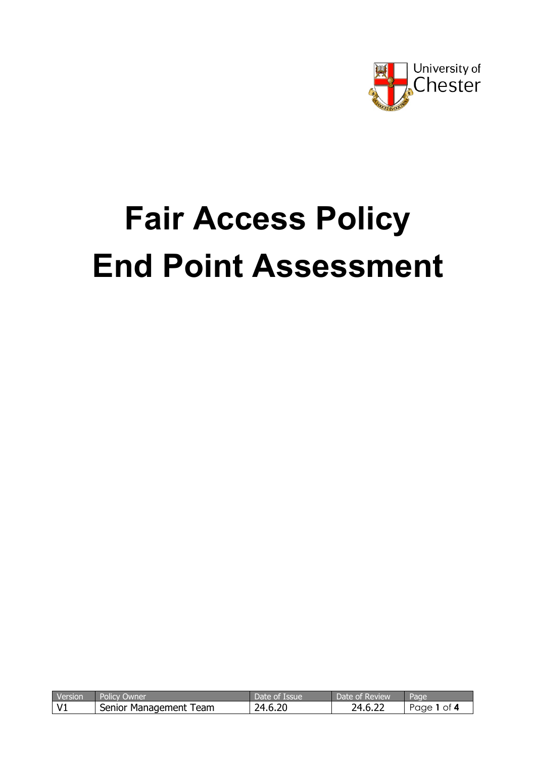University of Chester

# Fair Access Policy
# End Point Assessment

| Version | Policy Owner | Date of Issue | Date of Review |
|---|---|---|---|
| V1 | Senior Management Team | 24.6.20 | 24.6.22 |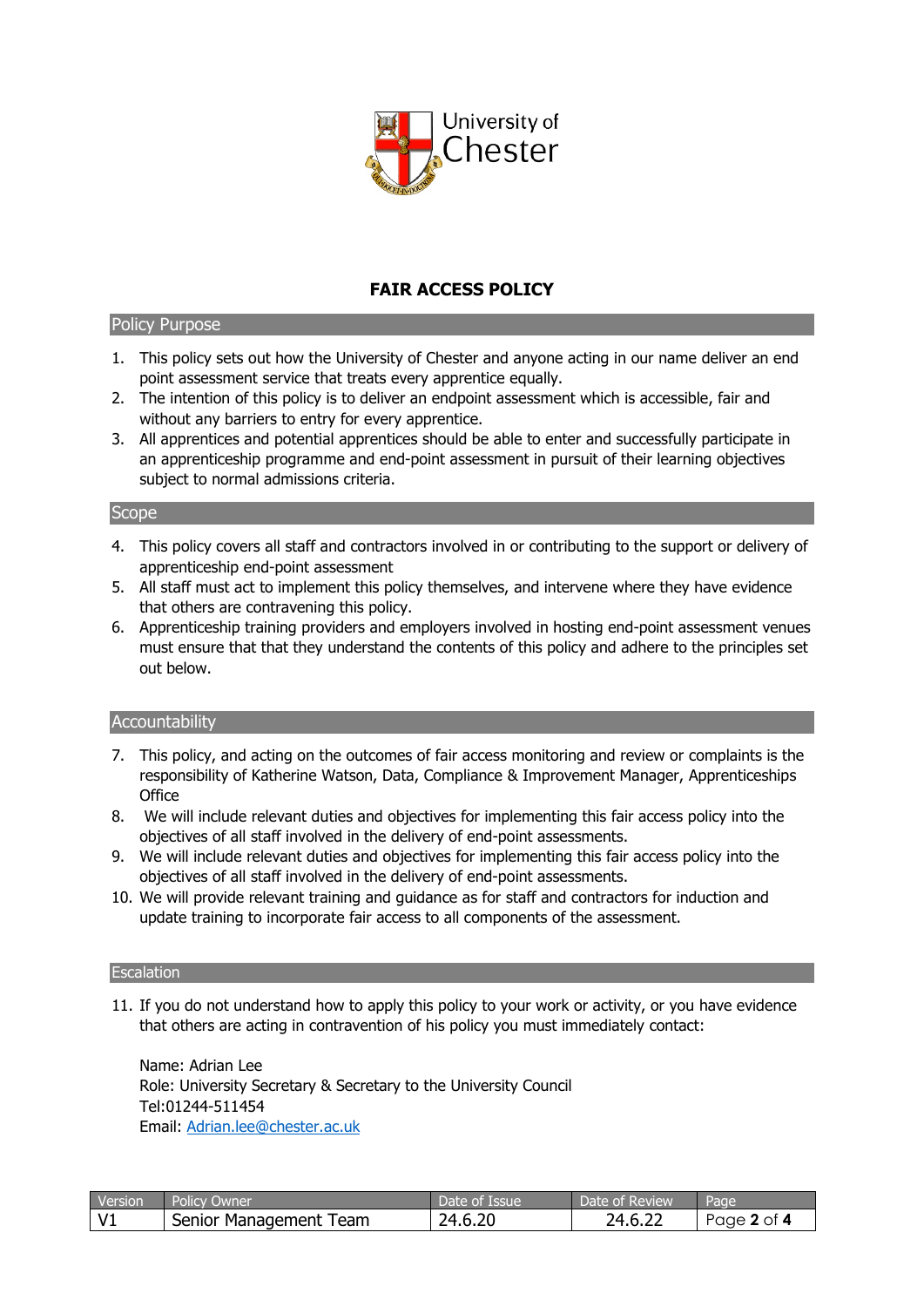# FAIR ACCESS POLICY

## Policy Purpose

1. This policy sets out how the University of Chester and anyone acting in our name deliver an end point assessment service that treats every apprentice equally.
2. The intention of this policy is to deliver an endpoint assessment which is accessible, fair and without any barriers to entry for every apprentice.
3. All apprentices and potential apprentices should be able to enter and successfully participate in an apprenticeship programme and end-point assessment in pursuit of their learning objectives subject to normal admissions criteria.

## Scope

4. This policy covers all staff and contractors involved in or contributing to the support or delivery of apprenticeship end-point assessment
5. All staff must act to implement this policy themselves, and intervene where they have evidence that others are contravening this policy.
6. Apprenticeship training providers and employers involved in hosting end-point assessment venues must ensure that that they understand the contents of this policy and adhere to the principles set out below.

## Accountability

7. This policy, and acting on the outcomes of fair access monitoring and review or complaints is the responsibility of Katherine Watson, Data, Compliance & Improvement Manager, Apprenticeships Office
8. We will include relevant duties and objectives for implementing this fair access policy into the objectives of all staff involved in the delivery of end-point assessments.
9. We will include relevant duties and objectives for implementing this fair access policy into the objectives of all staff involved in the delivery of end-point assessments.
10. We will provide relevant training and guidance as for staff and contractors for induction and update training to incorporate fair access to all components of the assessment.

## Escalation

11. If you do not understand how to apply this policy to your work or activity, or you have evidence that others are acting in contravention of his policy you must immediately contact:

    Name: Adrian Lee
    Role: University Secretary & Secretary to the University Council
    Tel:01244-511454
    Email: [Adrian.lee@chester.ac.uk](mailto:Adrian.lee@chester.ac.uk)

| Version | Policy Owner | Date of Issue | Date of Review |
|---|---|---|---|
| V1 | Senior Management Team | 24.6.20 | 24.6.22 |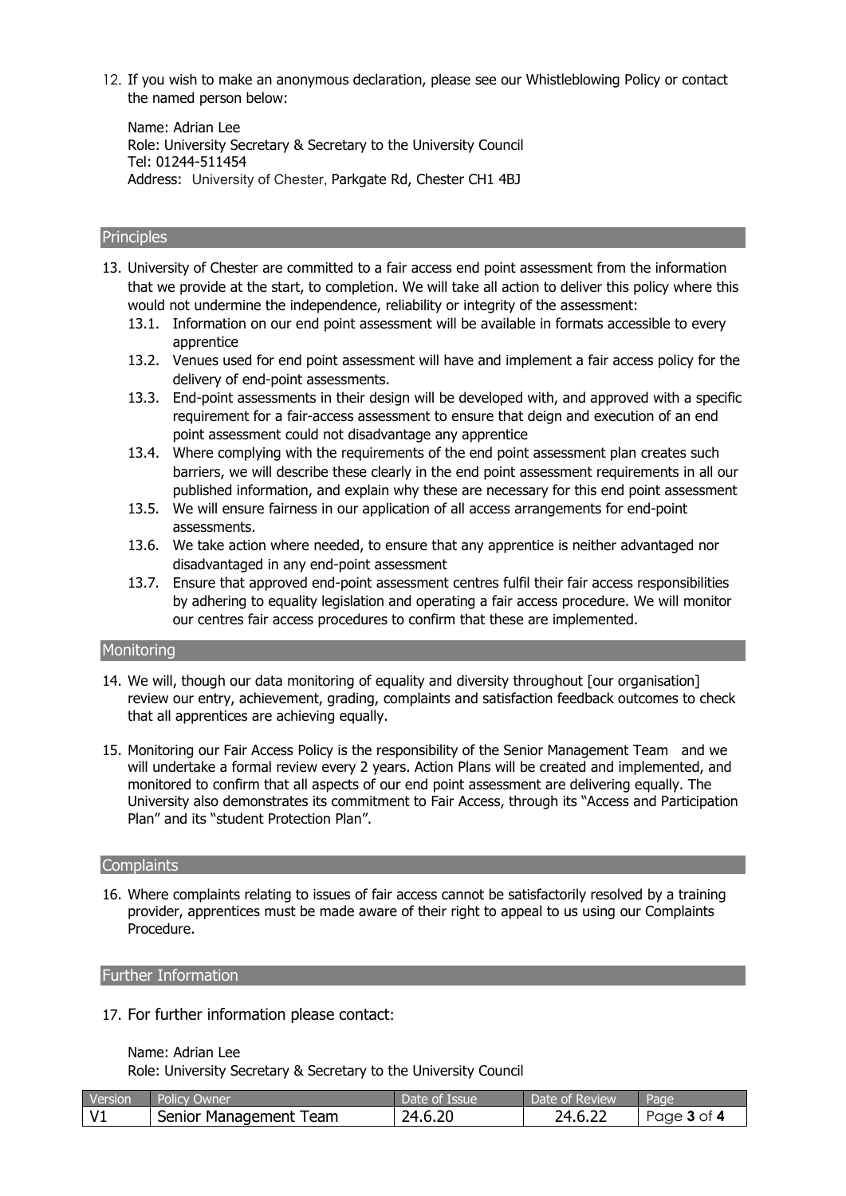12. If you wish to make an anonymous declaration, please see our Whistleblowing Policy or contact the named person below:

    Name: Adrian Lee
    Role: University Secretary & Secretary to the University Council
    Tel: 01244-511454
    Address: University of Chester, Parkgate Rd, Chester CH1 4BJ

## Principles

13. University of Chester are committed to a fair access end point assessment from the information that we provide at the start, to completion. We will take all action to deliver this policy where this would not undermine the independence, reliability or integrity of the assessment:
    - 13.1. Information on our end point assessment will be available in formats accessible to every apprentice
    - 13.2. Venues used for end point assessment will have and implement a fair access policy for the delivery of end-point assessments.
    - 13.3. End-point assessments in their design will be developed with, and approved with a specific requirement for a fair-access assessment to ensure that deign and execution of an end point assessment could not disadvantage any apprentice
    - 13.4. Where complying with the requirements of the end point assessment plan creates such barriers, we will describe these clearly in the end point assessment requirements in all our published information, and explain why these are necessary for this end point assessment
    - 13.5. We will ensure fairness in our application of all access arrangements for end-point assessments.
    - 13.6. We take action where needed, to ensure that any apprentice is neither advantaged nor disadvantaged in any end-point assessment
    - 13.7. Ensure that approved end-point assessment centres fulfil their fair access responsibilities by adhering to equality legislation and operating a fair access procedure. We will monitor our centres fair access procedures to confirm that these are implemented.

## Monitoring

14. We will, though our data monitoring of equality and diversity throughout [our organisation] review our entry, achievement, grading, complaints and satisfaction feedback outcomes to check that all apprentices are achieving equally.

15. Monitoring our Fair Access Policy is the responsibility of the Senior Management Team and we will undertake a formal review every 2 years. Action Plans will be created and implemented, and monitored to confirm that all aspects of our end point assessment are delivering equally. The University also demonstrates its commitment to Fair Access, through its "Access and Participation Plan" and its "student Protection Plan".

## Complaints

16. Where complaints relating to issues of fair access cannot be satisfactorily resolved by a training provider, apprentices must be made aware of their right to appeal to us using our Complaints Procedure.

## Further Information

17. For further information please contact:

    Name: Adrian Lee
    Role: University Secretary & Secretary to the University Council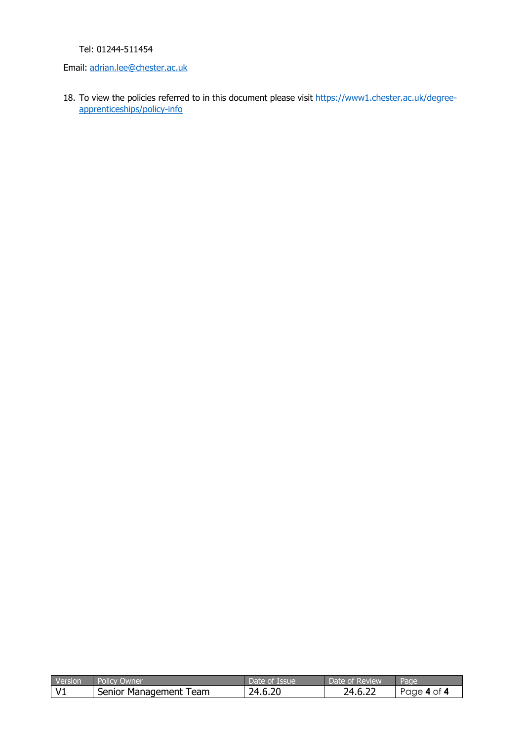Tel: 01244-511454

Email: adrian.lee@chester.ac.uk

18. To view the policies referred to in this document please visit https://www1.chester.ac.uk/degree-apprenticeships/policy-info